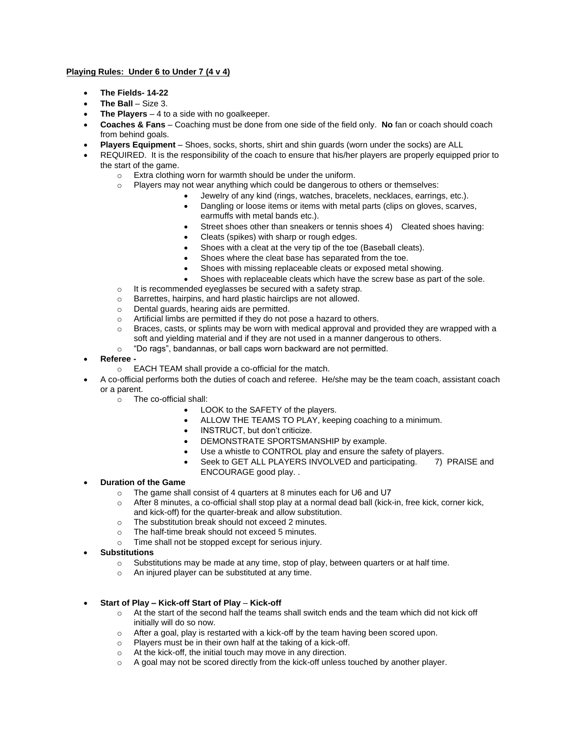**Playing Rules: Under 6 to Under 7 (4 v 4)**

- **The Fields- 14-22**
- **The Ball** – Size 3.
- **The Players** – 4 to a side with no goalkeeper.
- **Coaches & Fans** – Coaching must be done from one side of the field only. **No** fan or coach should coach from behind goals.
- **Players Equipment** – Shoes, socks, shorts, shirt and shin guards (worn under the socks) are ALL
- REQUIRED. It is the responsibility of the coach to ensure that his/her players are properly equipped prior to the start of the game.
    - Extra clothing worn for warmth should be under the uniform.
    - Players may not wear anything which could be dangerous to others or themselves:
        - Jewelry of any kind (rings, watches, bracelets, necklaces, earrings, etc.).
        - Dangling or loose items or items with metal parts (clips on gloves, scarves, earmuffs with metal bands etc.).
        - Street shoes other than sneakers or tennis shoes 4) Cleated shoes having:
        - Cleats (spikes) with sharp or rough edges.
        - Shoes with a cleat at the very tip of the toe (Baseball cleats).
        - Shoes where the cleat base has separated from the toe.
        - Shoes with missing replaceable cleats or exposed metal showing.
        - Shoes with replaceable cleats which have the screw base as part of the sole.
    - It is recommended eyeglasses be secured with a safety strap.
    - Barrettes, hairpins, and hard plastic hairclips are not allowed.
    - Dental guards, hearing aids are permitted.
    - Artificial limbs are permitted if they do not pose a hazard to others.
    - Braces, casts, or splints may be worn with medical approval and provided they are wrapped with a soft and yielding material and if they are not used in a manner dangerous to others.
    - "Do rags", bandannas, or ball caps worn backward are not permitted.
- **Referee -**
    - EACH TEAM shall provide a co-official for the match.
- A co-official performs both the duties of coach and referee. He/she may be the team coach, assistant coach or a parent.
    - The co-official shall:
        - LOOK to the SAFETY of the players.
        - ALLOW THE TEAMS TO PLAY, keeping coaching to a minimum.
        - INSTRUCT, but don't criticize.
        - DEMONSTRATE SPORTSMANSHIP by example.
        - Use a whistle to CONTROL play and ensure the safety of players.
        - Seek to GET ALL PLAYERS INVOLVED and participating. 7) PRAISE and ENCOURAGE good play. .
- **Duration of the Game**
    - The game shall consist of 4 quarters at 8 minutes each for U6 and U7
    - After 8 minutes, a co-official shall stop play at a normal dead ball (kick-in, free kick, corner kick, and kick-off) for the quarter-break and allow substitution.
    - The substitution break should not exceed 2 minutes.
    - The half-time break should not exceed 5 minutes.
    - Time shall not be stopped except for serious injury.
- **Substitutions**
    - Substitutions may be made at any time, stop of play, between quarters or at half time.
    - An injured player can be substituted at any time.

- **Start of Play – Kick-off Start of Play – Kick-off**
    - At the start of the second half the teams shall switch ends and the team which did not kick off initially will do so now.
    - After a goal, play is restarted with a kick-off by the team having been scored upon.
    - Players must be in their own half at the taking of a kick-off.
    - At the kick-off, the initial touch may move in any direction.
    - A goal may not be scored directly from the kick-off unless touched by another player.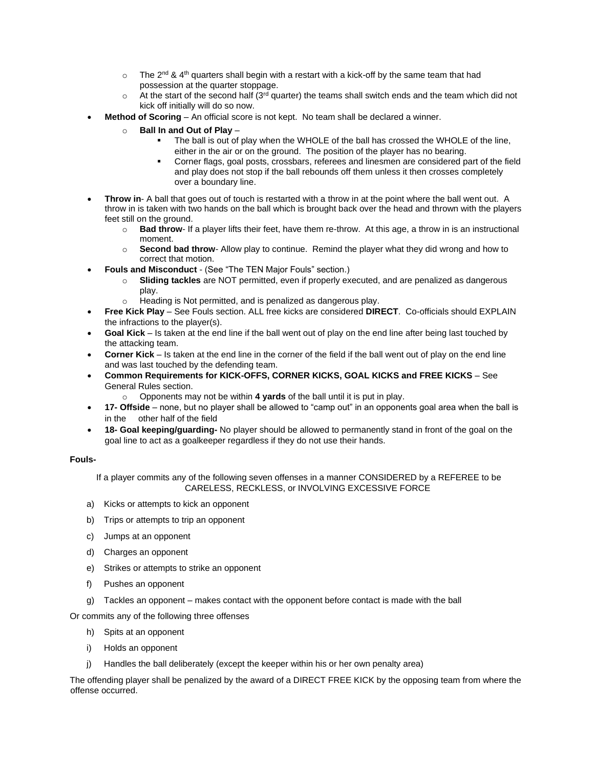- The 2nd & 4th quarters shall begin with a restart with a kick-off by the same team that had possession at the quarter stoppage.
- At the start of the second half (3rd quarter) the teams shall switch ends and the team which did not kick off initially will do so now.

- **Method of Scoring** – An official score is not kept. No team shall be declared a winner.
  - **Ball In and Out of Play** –
    - The ball is out of play when the WHOLE of the ball has crossed the WHOLE of the line, either in the air or on the ground. The position of the player has no bearing.
    - Corner flags, goal posts, crossbars, referees and linesmen are considered part of the field and play does not stop if the ball rebounds off them unless it then crosses completely over a boundary line.
- **Throw in**- A ball that goes out of touch is restarted with a throw in at the point where the ball went out. A throw in is taken with two hands on the ball which is brought back over the head and thrown with the players feet still on the ground.
  - **Bad throw**- If a player lifts their feet, have them re-throw. At this age, a throw in is an instructional moment.
  - **Second bad throw**- Allow play to continue. Remind the player what they did wrong and how to correct that motion.
- **Fouls and Misconduct** - (See "The TEN Major Fouls" section.)
  - **Sliding tackles** are NOT permitted, even if properly executed, and are penalized as dangerous play.
  - Heading is Not permitted, and is penalized as dangerous play.
- **Free Kick Play** – See Fouls section. ALL free kicks are considered **DIRECT**. Co-officials should EXPLAIN the infractions to the player(s).
- **Goal Kick** – Is taken at the end line if the ball went out of play on the end line after being last touched by the attacking team.
- **Corner Kick** – Is taken at the end line in the corner of the field if the ball went out of play on the end line and was last touched by the defending team.
- **Common Requirements for KICK-OFFS, CORNER KICKS, GOAL KICKS and FREE KICKS** – See General Rules section.
  - Opponents may not be within **4 yards** of the ball until it is put in play.
- **17- Offside** – none, but no player shall be allowed to "camp out" in an opponents goal area when the ball is in the other half of the field
- **18- Goal keeping/guarding-** No player should be allowed to permanently stand in front of the goal on the goal line to act as a goalkeeper regardless if they do not use their hands.

**Fouls-**

If a player commits any of the following seven offenses in a manner CONSIDERED by a REFEREE to be CARELESS, RECKLESS, or INVOLVING EXCESSIVE FORCE

a) Kicks or attempts to kick an opponent

b) Trips or attempts to trip an opponent

c) Jumps at an opponent

d) Charges an opponent

e) Strikes or attempts to strike an opponent

f) Pushes an opponent

g) Tackles an opponent – makes contact with the opponent before contact is made with the ball

Or commits any of the following three offenses

h) Spits at an opponent

i) Holds an opponent

j) Handles the ball deliberately (except the keeper within his or her own penalty area)

The offending player shall be penalized by the award of a DIRECT FREE KICK by the opposing team from where the offense occurred.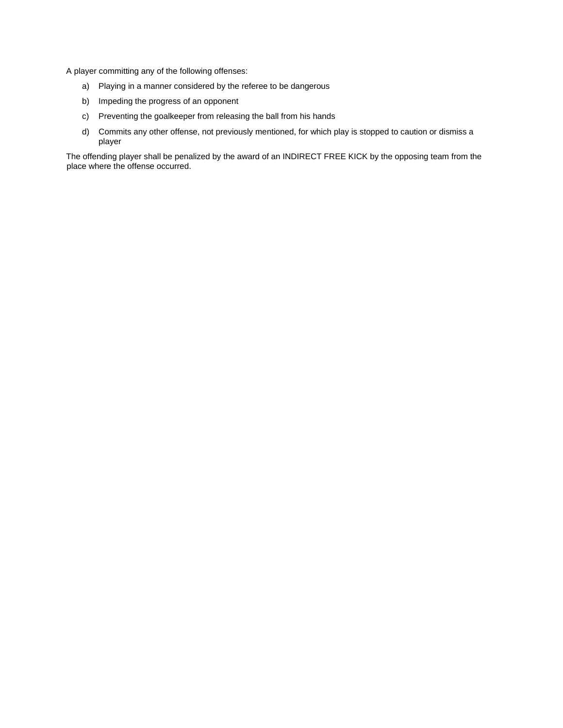A player committing any of the following offenses:

a) Playing in a manner considered by the referee to be dangerous
b) Impeding the progress of an opponent
c) Preventing the goalkeeper from releasing the ball from his hands
d) Commits any other offense, not previously mentioned, for which play is stopped to caution or dismiss a player

The offending player shall be penalized by the award of an INDIRECT FREE KICK by the opposing team from the place where the offense occurred.